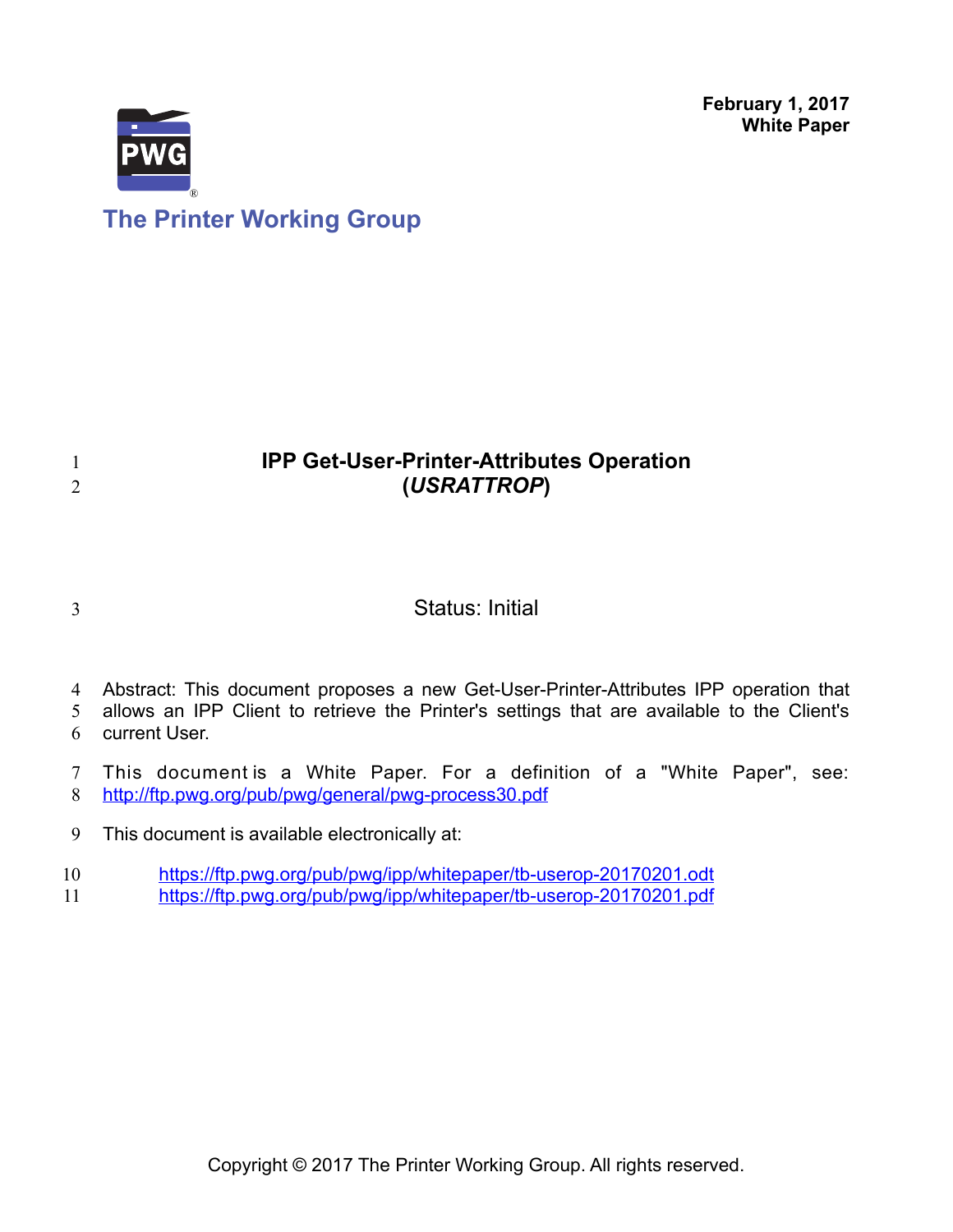**February 1, 2017**
**White Paper**

The Printer Working Group

# IPP Get-User-Printer-Attributes Operation (*USRATTROP*)

Status: Initial

Abstract: This document proposes a new Get-User-Printer-Attributes IPP operation that allows an IPP Client to retrieve the Printer's settings that are available to the Client's current User.

This document is a White Paper. For a definition of a "White Paper", see: http://ftp.pwg.org/pub/pwg/general/pwg-process30.pdf

This document is available electronically at:

https://ftp.pwg.org/pub/pwg/ipp/whitepaper/tb-userop-20170201.odt
https://ftp.pwg.org/pub/pwg/ipp/whitepaper/tb-userop-20170201.pdf

Copyright © 2017 The Printer Working Group. All rights reserved.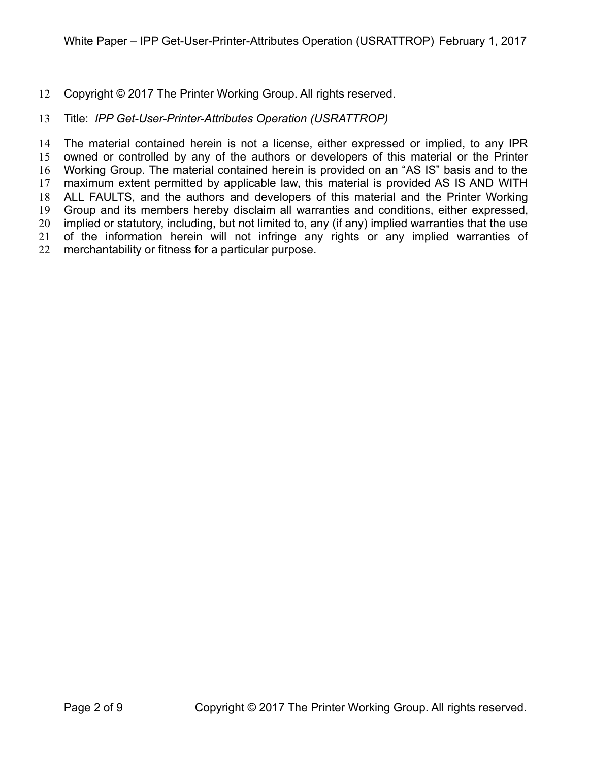Copyright © 2017 The Printer Working Group. All rights reserved.

Title: *IPP Get-User-Printer-Attributes Operation (USRATTROP)*

The material contained herein is not a license, either expressed or implied, to any IPR owned or controlled by any of the authors or developers of this material or the Printer Working Group. The material contained herein is provided on an "AS IS" basis and to the maximum extent permitted by applicable law, this material is provided AS IS AND WITH ALL FAULTS, and the authors and developers of this material and the Printer Working Group and its members hereby disclaim all warranties and conditions, either expressed, implied or statutory, including, but not limited to, any (if any) implied warranties that the use of the information herein will not infringe any rights or any implied warranties of merchantability or fitness for a particular purpose.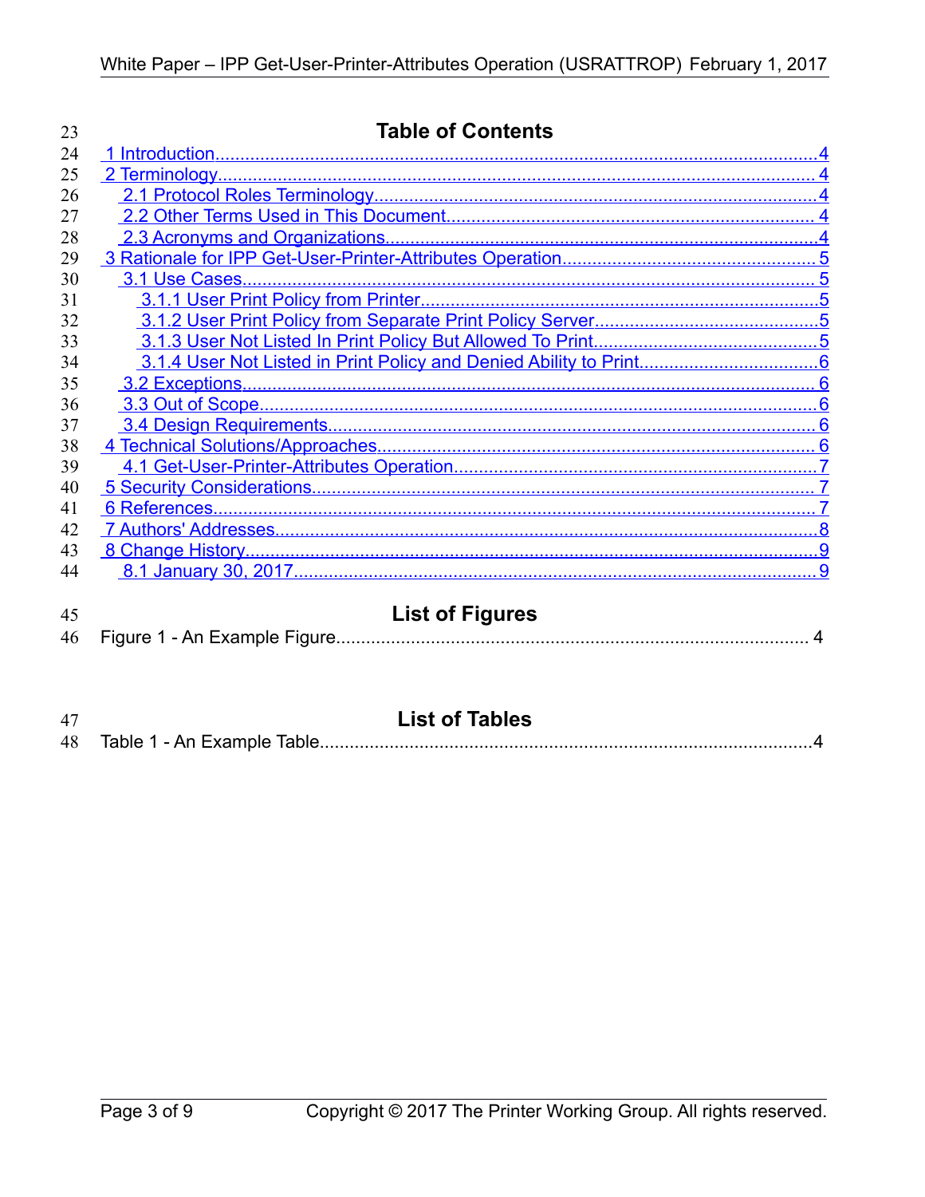## Table of Contents

- 1 Introduction....4
- 2 Terminology....4
  - 2.1 Protocol Roles Terminology....4
  - 2.2 Other Terms Used in This Document....4
  - 2.3 Acronyms and Organizations....4
- 3 Rationale for IPP Get-User-Printer-Attributes Operation....5
  - 3.1 Use Cases....5
    - 3.1.1 User Print Policy from Printer....5
    - 3.1.2 User Print Policy from Separate Print Policy Server....5
    - 3.1.3 User Not Listed In Print Policy But Allowed To Print....5
    - 3.1.4 User Not Listed in Print Policy and Denied Ability to Print....6
  - 3.2 Exceptions....6
  - 3.3 Out of Scope....6
  - 3.4 Design Requirements....6
- 4 Technical Solutions/Approaches....6
  - 4.1 Get-User-Printer-Attributes Operation....7
- 5 Security Considerations....7
- 6 References....7
- 7 Authors' Addresses....8
- 8 Change History....9
  - 8.1 January 30, 2017....9

## List of Figures

Figure 1 - An Example Figure....4

## List of Tables

Table 1 - An Example Table....4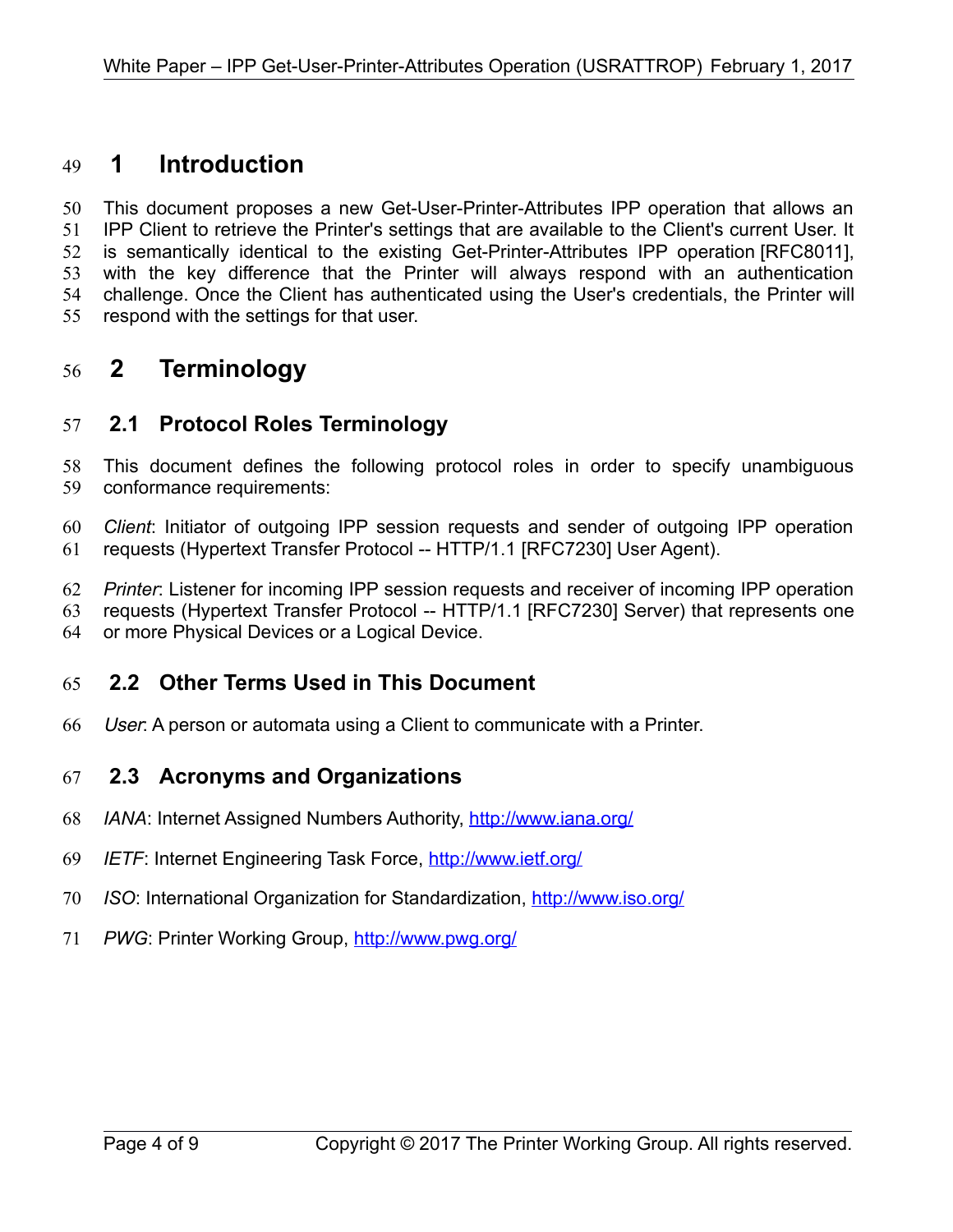# 1 Introduction

This document proposes a new Get-User-Printer-Attributes IPP operation that allows an IPP Client to retrieve the Printer's settings that are available to the Client's current User. It is semantically identical to the existing Get-Printer-Attributes IPP operation [RFC8011], with the key difference that the Printer will always respond with an authentication challenge. Once the Client has authenticated using the User's credentials, the Printer will respond with the settings for that user.

# 2 Terminology

## 2.1 Protocol Roles Terminology

This document defines the following protocol roles in order to specify unambiguous conformance requirements:

*Client*: Initiator of outgoing IPP session requests and sender of outgoing IPP operation requests (Hypertext Transfer Protocol -- HTTP/1.1 [RFC7230] User Agent).

*Printer*: Listener for incoming IPP session requests and receiver of incoming IPP operation requests (Hypertext Transfer Protocol -- HTTP/1.1 [RFC7230] Server) that represents one or more Physical Devices or a Logical Device.

## 2.2 Other Terms Used in This Document

*User*: A person or automata using a Client to communicate with a Printer.

## 2.3 Acronyms and Organizations

*IANA*: Internet Assigned Numbers Authority, http://www.iana.org/

*IETF*: Internet Engineering Task Force, http://www.ietf.org/

*ISO*: International Organization for Standardization, http://www.iso.org/

*PWG*: Printer Working Group, http://www.pwg.org/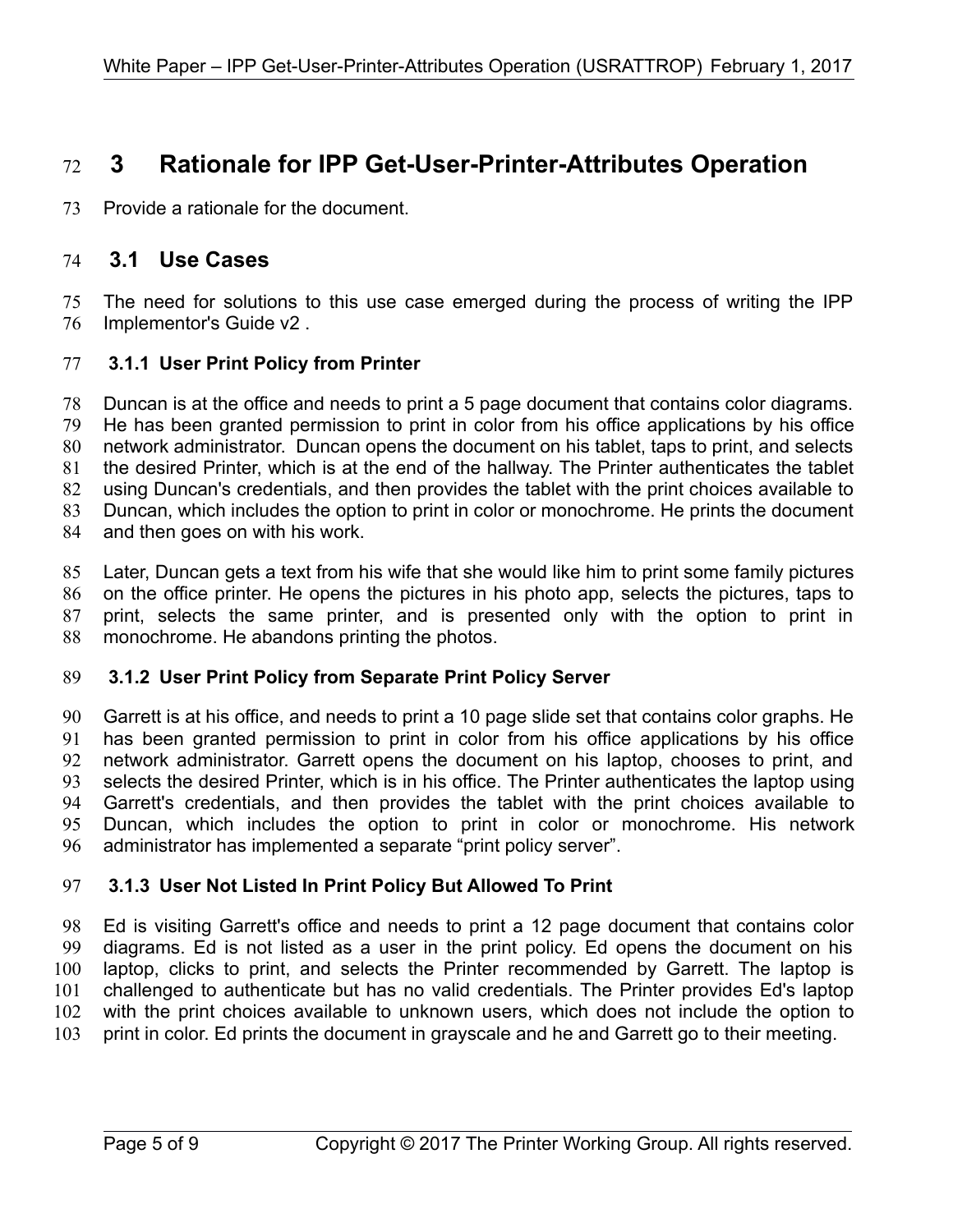# 3 Rationale for IPP Get-User-Printer-Attributes Operation

Provide a rationale for the document.

## 3.1 Use Cases

The need for solutions to this use case emerged during the process of writing the IPP Implementor's Guide v2 .

### 3.1.1 User Print Policy from Printer

Duncan is at the office and needs to print a 5 page document that contains color diagrams. He has been granted permission to print in color from his office applications by his office network administrator. Duncan opens the document on his tablet, taps to print, and selects the desired Printer, which is at the end of the hallway. The Printer authenticates the tablet using Duncan's credentials, and then provides the tablet with the print choices available to Duncan, which includes the option to print in color or monochrome. He prints the document and then goes on with his work.

Later, Duncan gets a text from his wife that she would like him to print some family pictures on the office printer. He opens the pictures in his photo app, selects the pictures, taps to print, selects the same printer, and is presented only with the option to print in monochrome. He abandons printing the photos.

### 3.1.2 User Print Policy from Separate Print Policy Server

Garrett is at his office, and needs to print a 10 page slide set that contains color graphs. He has been granted permission to print in color from his office applications by his office network administrator. Garrett opens the document on his laptop, chooses to print, and selects the desired Printer, which is in his office. The Printer authenticates the laptop using Garrett's credentials, and then provides the tablet with the print choices available to Duncan, which includes the option to print in color or monochrome. His network administrator has implemented a separate “print policy server”.

### 3.1.3 User Not Listed In Print Policy But Allowed To Print

Ed is visiting Garrett's office and needs to print a 12 page document that contains color diagrams. Ed is not listed as a user in the print policy. Ed opens the document on his laptop, clicks to print, and selects the Printer recommended by Garrett. The laptop is challenged to authenticate but has no valid credentials. The Printer provides Ed's laptop with the print choices available to unknown users, which does not include the option to print in color. Ed prints the document in grayscale and he and Garrett go to their meeting.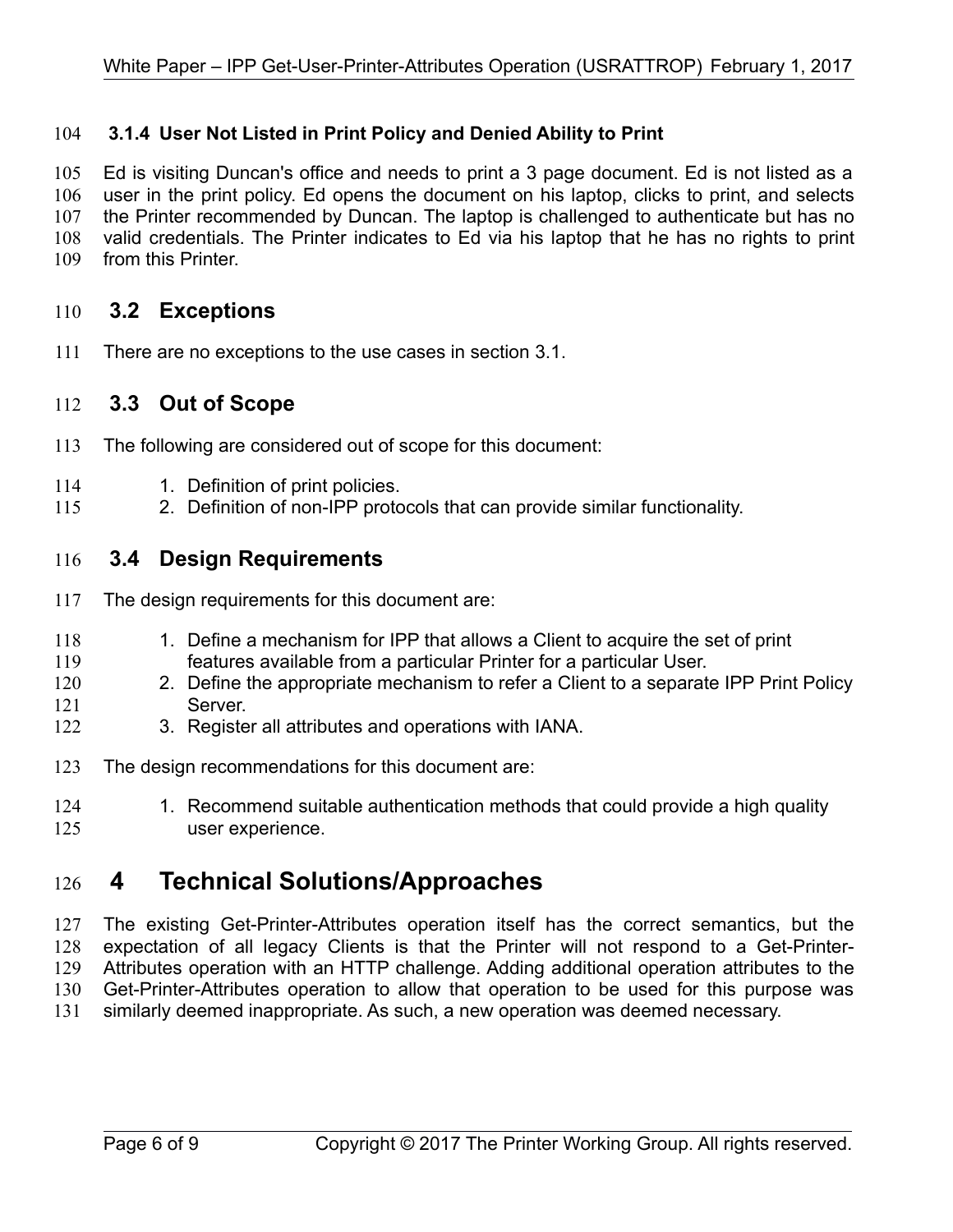#### 3.1.4 User Not Listed in Print Policy and Denied Ability to Print

Ed is visiting Duncan's office and needs to print a 3 page document. Ed is not listed as a user in the print policy. Ed opens the document on his laptop, clicks to print, and selects the Printer recommended by Duncan. The laptop is challenged to authenticate but has no valid credentials. The Printer indicates to Ed via his laptop that he has no rights to print from this Printer.

### 3.2 Exceptions

There are no exceptions to the use cases in section 3.1.

### 3.3 Out of Scope

The following are considered out of scope for this document:

1. Definition of print policies.
2. Definition of non-IPP protocols that can provide similar functionality.

### 3.4 Design Requirements

The design requirements for this document are:

1. Define a mechanism for IPP that allows a Client to acquire the set of print features available from a particular Printer for a particular User.
2. Define the appropriate mechanism to refer a Client to a separate IPP Print Policy Server.
3. Register all attributes and operations with IANA.

The design recommendations for this document are:

1. Recommend suitable authentication methods that could provide a high quality user experience.

## 4 Technical Solutions/Approaches

The existing Get-Printer-Attributes operation itself has the correct semantics, but the expectation of all legacy Clients is that the Printer will not respond to a Get-Printer-Attributes operation with an HTTP challenge. Adding additional operation attributes to the Get-Printer-Attributes operation to allow that operation to be used for this purpose was similarly deemed inappropriate. As such, a new operation was deemed necessary.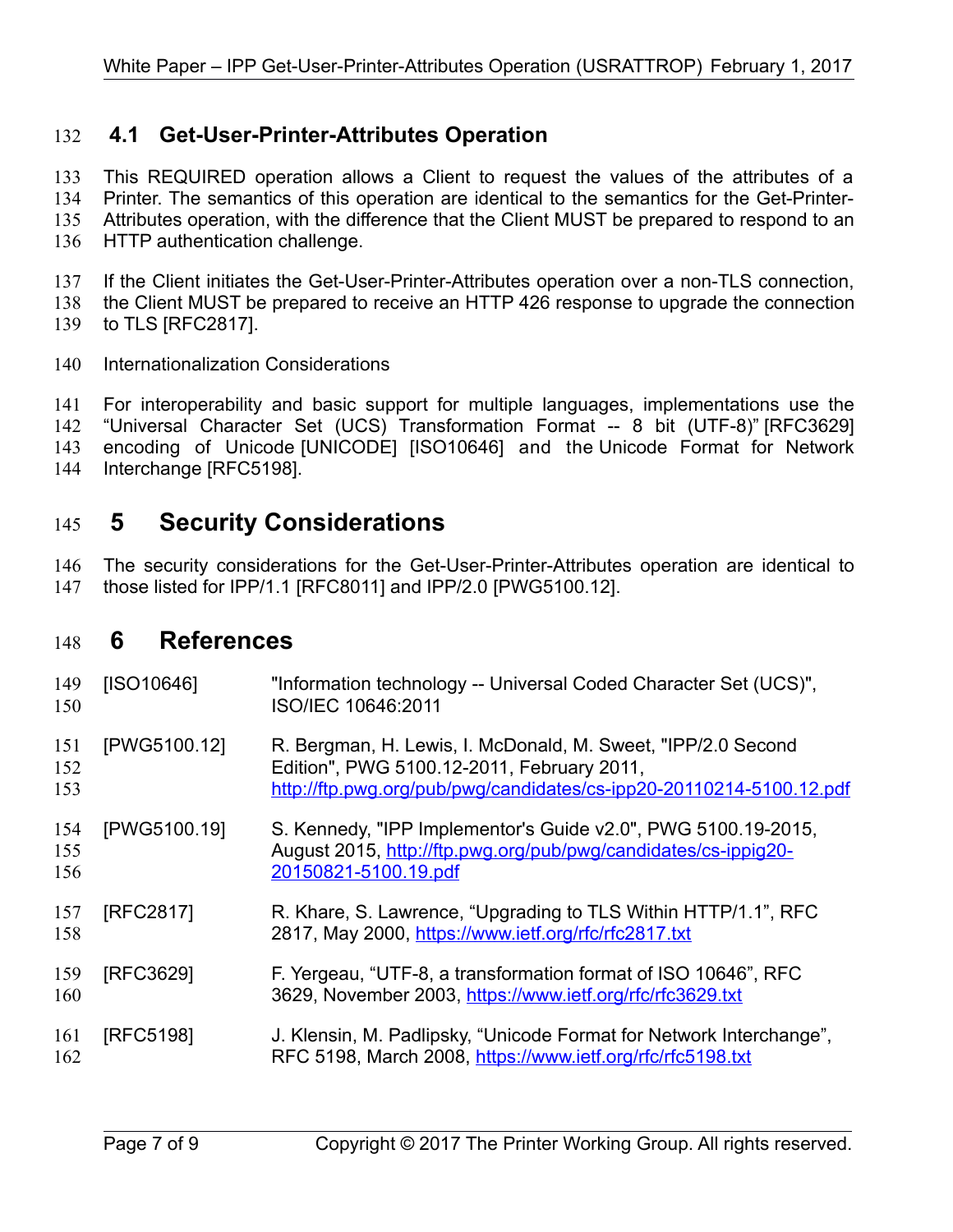## 4.1 Get-User-Printer-Attributes Operation

This REQUIRED operation allows a Client to request the values of the attributes of a Printer. The semantics of this operation are identical to the semantics for the Get-Printer-Attributes operation, with the difference that the Client MUST be prepared to respond to an HTTP authentication challenge.

If the Client initiates the Get-User-Printer-Attributes operation over a non-TLS connection, the Client MUST be prepared to receive an HTTP 426 response to upgrade the connection to TLS [RFC2817].

Internationalization Considerations

For interoperability and basic support for multiple languages, implementations use the "Universal Character Set (UCS) Transformation Format -- 8 bit (UTF-8)" [RFC3629] encoding of Unicode [UNICODE] [ISO10646] and the Unicode Format for Network Interchange [RFC5198].

# 5 Security Considerations

The security considerations for the Get-User-Printer-Attributes operation are identical to those listed for IPP/1.1 [RFC8011] and IPP/2.0 [PWG5100.12].

# 6 References

[ISO10646] "Information technology -- Universal Coded Character Set (UCS)", ISO/IEC 10646:2011

[PWG5100.12] R. Bergman, H. Lewis, I. McDonald, M. Sweet, "IPP/2.0 Second Edition", PWG 5100.12-2011, February 2011, http://ftp.pwg.org/pub/pwg/candidates/cs-ipp20-20110214-5100.12.pdf

[PWG5100.19] S. Kennedy, "IPP Implementor's Guide v2.0", PWG 5100.19-2015, August 2015, http://ftp.pwg.org/pub/pwg/candidates/cs-ippig20-20150821-5100.19.pdf

[RFC2817] R. Khare, S. Lawrence, "Upgrading to TLS Within HTTP/1.1", RFC 2817, May 2000, https://www.ietf.org/rfc/rfc2817.txt

[RFC3629] F. Yergeau, "UTF-8, a transformation format of ISO 10646", RFC 3629, November 2003, https://www.ietf.org/rfc/rfc3629.txt

[RFC5198] J. Klensin, M. Padlipsky, "Unicode Format for Network Interchange", RFC 5198, March 2008, https://www.ietf.org/rfc/rfc5198.txt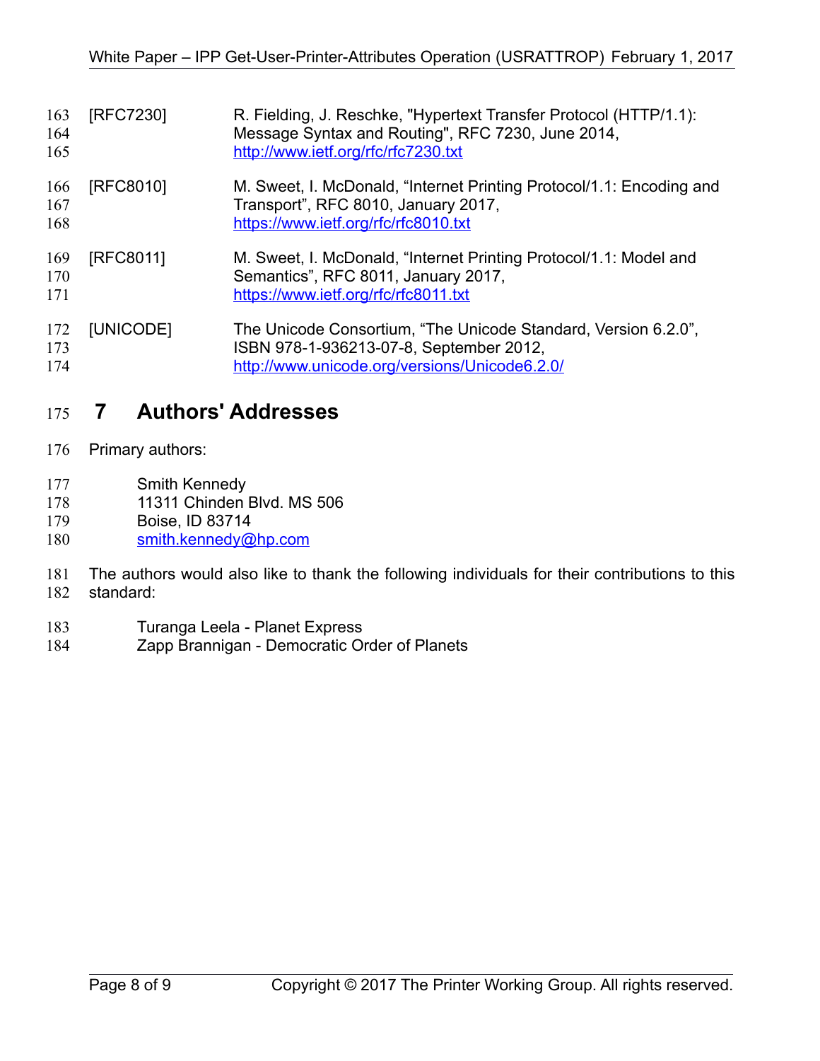[RFC7230] R. Fielding, J. Reschke, "Hypertext Transfer Protocol (HTTP/1.1): Message Syntax and Routing", RFC 7230, June 2014, http://www.ietf.org/rfc/rfc7230.txt

[RFC8010] M. Sweet, I. McDonald, "Internet Printing Protocol/1.1: Encoding and Transport", RFC 8010, January 2017, https://www.ietf.org/rfc/rfc8010.txt

[RFC8011] M. Sweet, I. McDonald, "Internet Printing Protocol/1.1: Model and Semantics", RFC 8011, January 2017, https://www.ietf.org/rfc/rfc8011.txt

[UNICODE] The Unicode Consortium, "The Unicode Standard, Version 6.2.0", ISBN 978-1-936213-07-8, September 2012, http://www.unicode.org/versions/Unicode6.2.0/

# 7 Authors' Addresses

Primary authors:

Smith Kennedy
11311 Chinden Blvd. MS 506
Boise, ID 83714
smith.kennedy@hp.com

The authors would also like to thank the following individuals for their contributions to this standard:

Turanga Leela - Planet Express
Zapp Brannigan - Democratic Order of Planets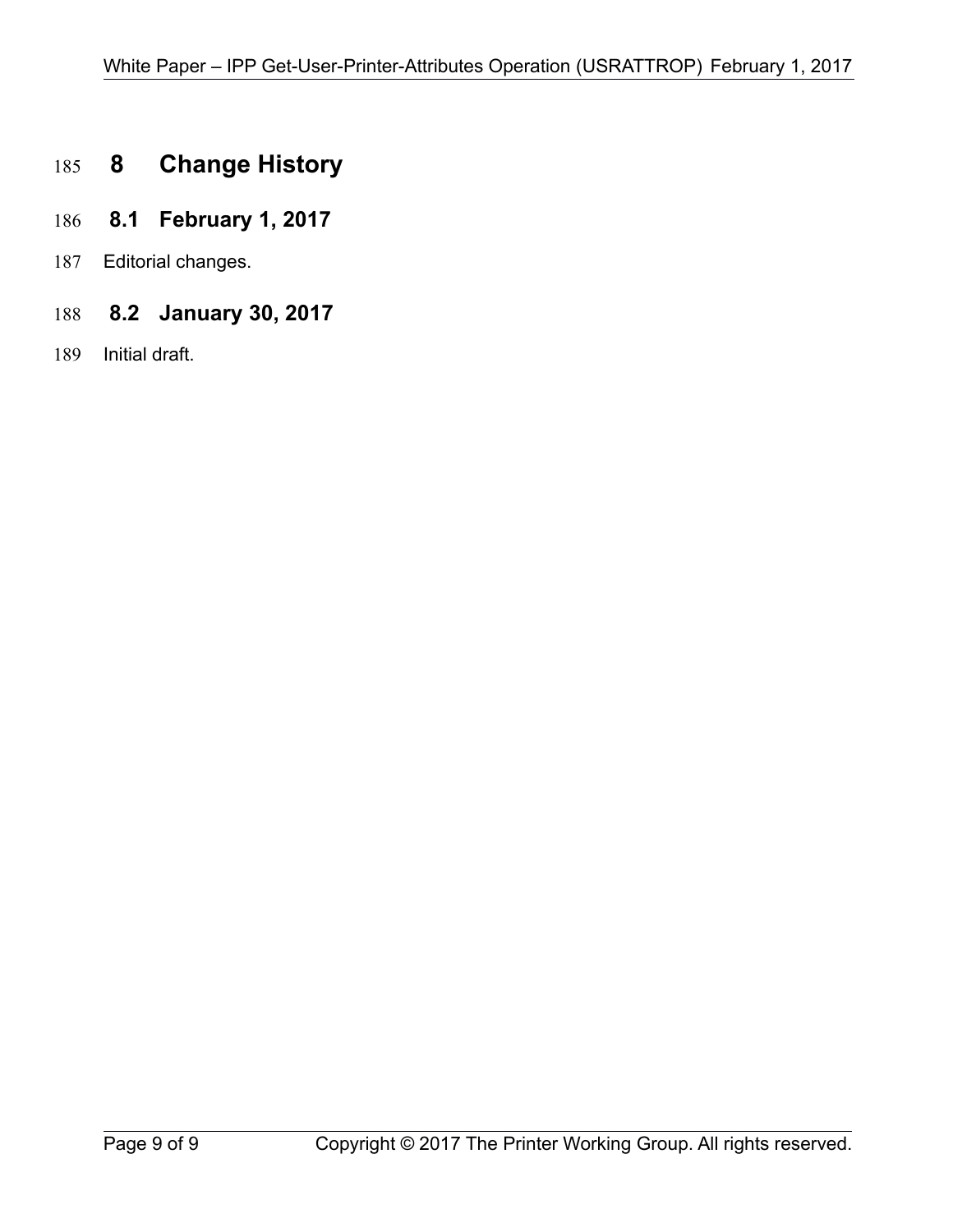# 8 Change History

## 8.1 February 1, 2017

Editorial changes.

## 8.2 January 30, 2017

Initial draft.